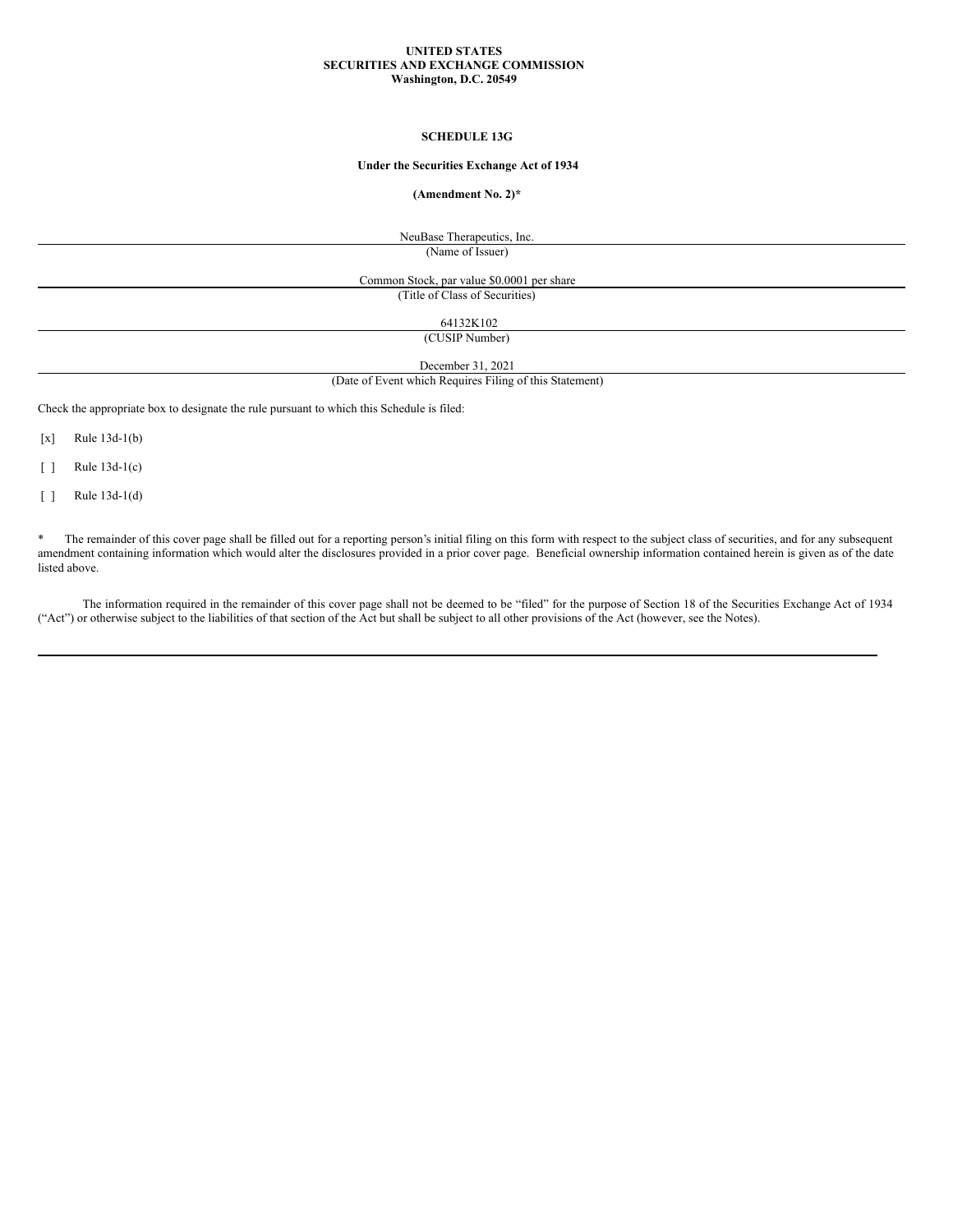**UNITED STATES**
**SECURITIES AND EXCHANGE COMMISSION**
**Washington, D.C. 20549**

**SCHEDULE 13G**

**Under the Securities Exchange Act of 1934**

**(Amendment No. 2)***

NeuBase Therapeutics, Inc.
(Name of Issuer)

Common Stock, par value $0.0001 per share
(Title of Class of Securities)

64132K102
(CUSIP Number)

December 31, 2021
(Date of Event which Requires Filing of this Statement)

Check the appropriate box to designate the rule pursuant to which this Schedule is filed:

[x] Rule 13d-1(b)

[ ] Rule 13d-1(c)

[ ] Rule 13d-1(d)

* The remainder of this cover page shall be filled out for a reporting person's initial filing on this form with respect to the subject class of securities, and for any subsequent amendment containing information which would alter the disclosures provided in a prior cover page. Beneficial ownership information contained herein is given as of the date listed above.

The information required in the remainder of this cover page shall not be deemed to be "filed" for the purpose of Section 18 of the Securities Exchange Act of 1934 ("Act") or otherwise subject to the liabilities of that section of the Act but shall be subject to all other provisions of the Act (however, see the Notes).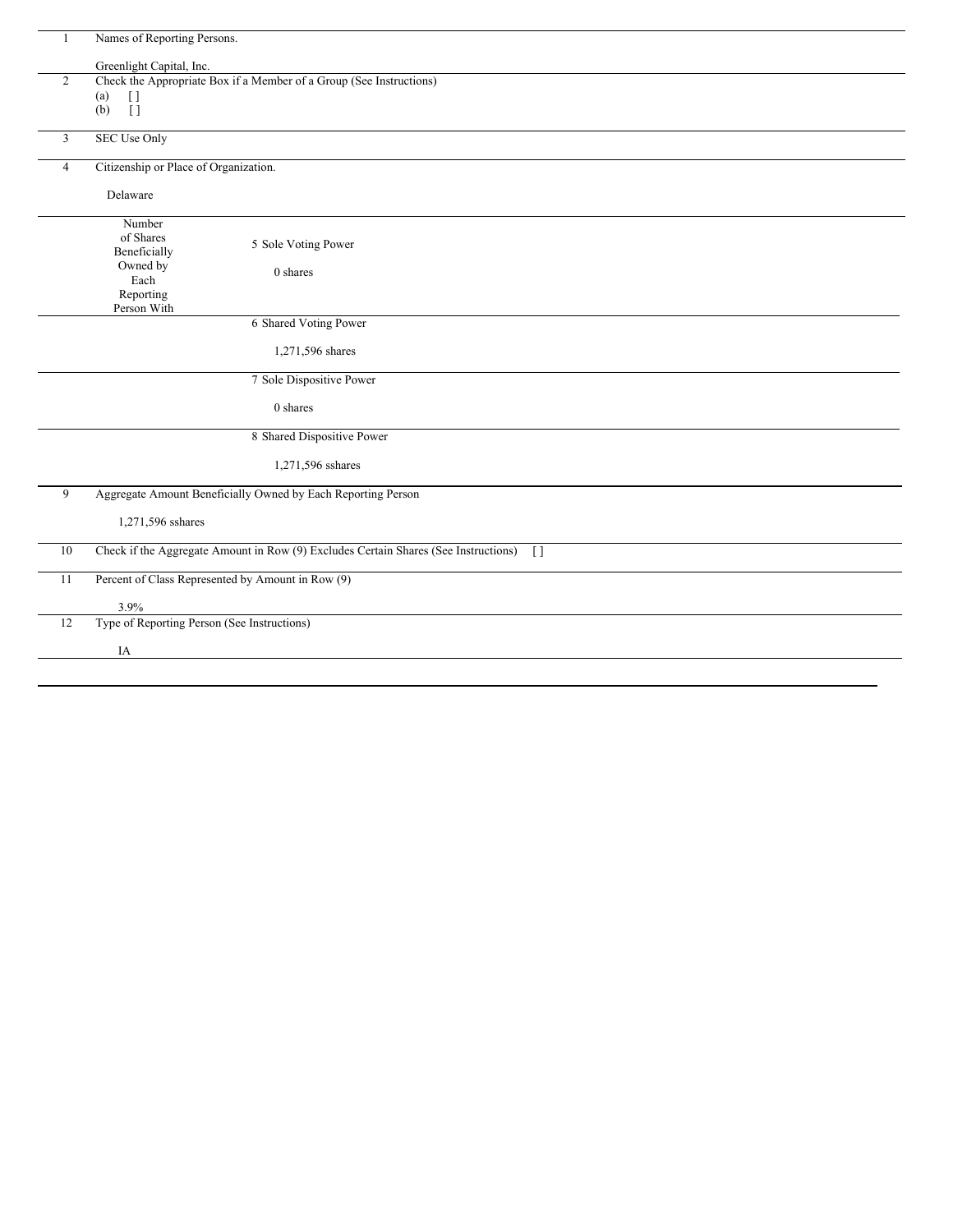| | | |
|---|---|---|
| 1 | Names of Reporting Persons.<br><br>Greenlight Capital, Inc. | |
| 2 | Check the Appropriate Box if a Member of a Group (See Instructions)<br>(a) [ ]<br>(b) [ ] | |
| 3 | SEC Use Only | |
| 4 | Citizenship or Place of Organization.<br><br>Delaware | |
| Number of Shares Beneficially Owned by Each Reporting Person With | 5 Sole Voting Power<br><br>0 shares | |
| | 6 Shared Voting Power<br><br>1,271,596 shares | |
| | 7 Sole Dispositive Power<br><br>0 shares | |
| | 8 Shared Dispositive Power<br><br>1,271,596 sshares | |
| 9 | Aggregate Amount Beneficially Owned by Each Reporting Person<br><br>1,271,596 sshares | |
| 10 | Check if the Aggregate Amount in Row (9) Excludes Certain Shares (See Instructions) [ ] | |
| 11 | Percent of Class Represented by Amount in Row (9)<br><br>3.9% | |
| 12 | Type of Reporting Person (See Instructions)<br><br>IA | |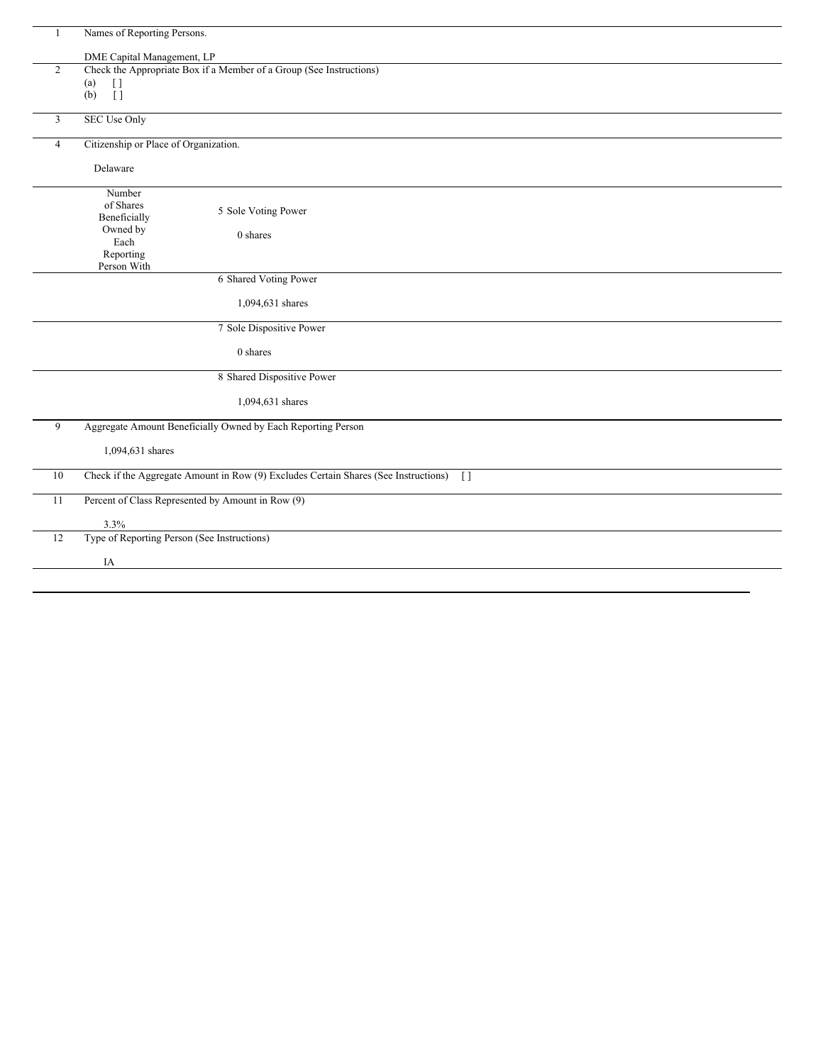| | | |
|---|---|---|
| 1 | Names of Reporting Persons.<br><br>DME Capital Management, LP | |
| 2 | Check the Appropriate Box if a Member of a Group (See Instructions)<br>(a) [ ]<br>(b) [ ] | |
| 3 | SEC Use Only | |
| 4 | Citizenship or Place of Organization.<br><br>Delaware | |
| Number of Shares Beneficially Owned by Each Reporting Person With | 5 Sole Voting Power<br><br>0 shares | |
| | 6 Shared Voting Power<br><br>1,094,631 shares | |
| | 7 Sole Dispositive Power<br><br>0 shares | |
| | 8 Shared Dispositive Power<br><br>1,094,631 shares | |
| 9 | Aggregate Amount Beneficially Owned by Each Reporting Person<br><br>1,094,631 shares | |
| 10 | Check if the Aggregate Amount in Row (9) Excludes Certain Shares (See Instructions) [ ] | |
| 11 | Percent of Class Represented by Amount in Row (9)<br><br>3.3% | |
| 12 | Type of Reporting Person (See Instructions)<br><br>IA | |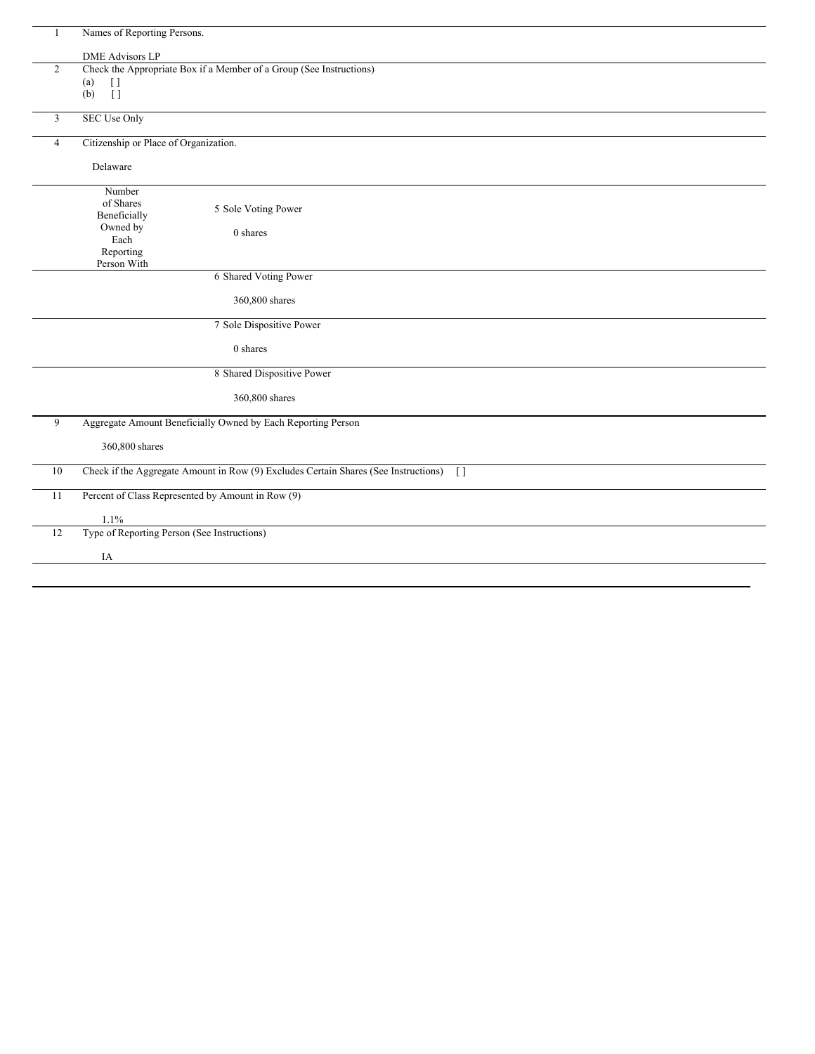| | | |
|---|---|---|
| 1 | Names of Reporting Persons.<br><br>DME Advisors LP | |
| 2 | Check the Appropriate Box if a Member of a Group (See Instructions)<br>(a) [ ]<br>(b) [ ] | |
| 3 | SEC Use Only | |
| 4 | Citizenship or Place of Organization.<br><br>Delaware | |
| Number of Shares Beneficially Owned by Each Reporting Person With | 5 Sole Voting Power<br><br>0 shares | |
| | 6 Shared Voting Power<br><br>360,800 shares | |
| | 7 Sole Dispositive Power<br><br>0 shares | |
| | 8 Shared Dispositive Power<br><br>360,800 shares | |
| 9 | Aggregate Amount Beneficially Owned by Each Reporting Person<br><br>360,800 shares | |
| 10 | Check if the Aggregate Amount in Row (9) Excludes Certain Shares (See Instructions) [ ] | |
| 11 | Percent of Class Represented by Amount in Row (9)<br><br>1.1% | |
| 12 | Type of Reporting Person (See Instructions)<br><br>IA | |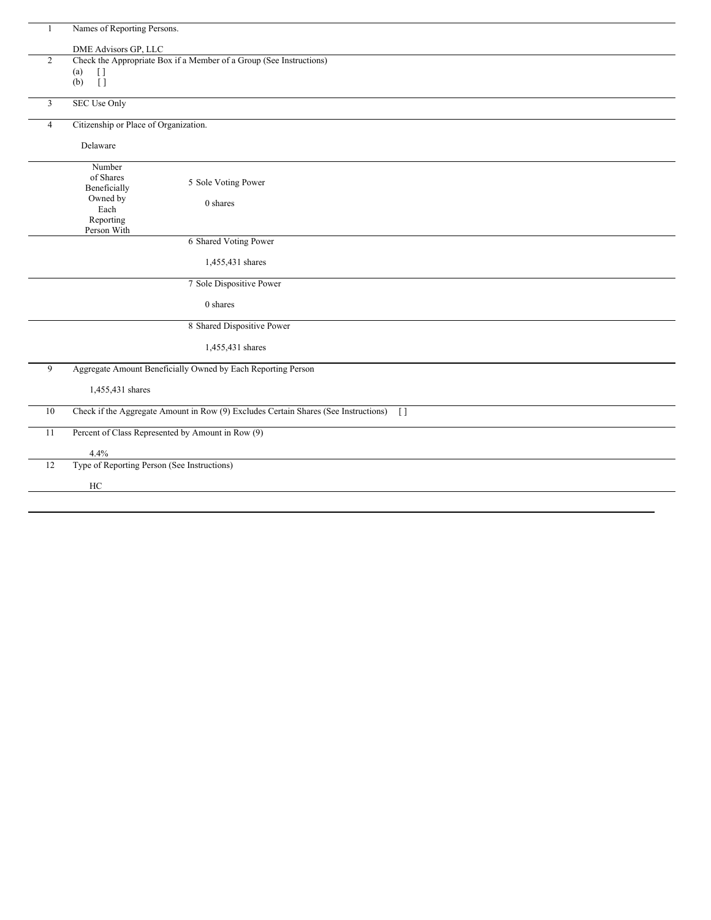| | |
|---|---|
| 1 | Names of Reporting Persons.<br><br>DME Advisors GP, LLC |
| 2 | Check the Appropriate Box if a Member of a Group (See Instructions)<br>(a) [ ]<br>(b) [ ] |
| 3 | SEC Use Only |
| 4 | Citizenship or Place of Organization.<br><br>Delaware |

| Number of Shares Beneficially Owned by Each Reporting Person With | |
|---|---|
| | 5 Sole Voting Power<br><br>0 shares |
| | 6 Shared Voting Power<br><br>1,455,431 shares |
| | 7 Sole Dispositive Power<br><br>0 shares |
| | 8 Shared Dispositive Power<br><br>1,455,431 shares |

| | |
|---|---|
| 9 | Aggregate Amount Beneficially Owned by Each Reporting Person<br><br>1,455,431 shares |
| 10 | Check if the Aggregate Amount in Row (9) Excludes Certain Shares (See Instructions) [ ] |
| 11 | Percent of Class Represented by Amount in Row (9)<br><br>4.4% |
| 12 | Type of Reporting Person (See Instructions)<br><br>HC |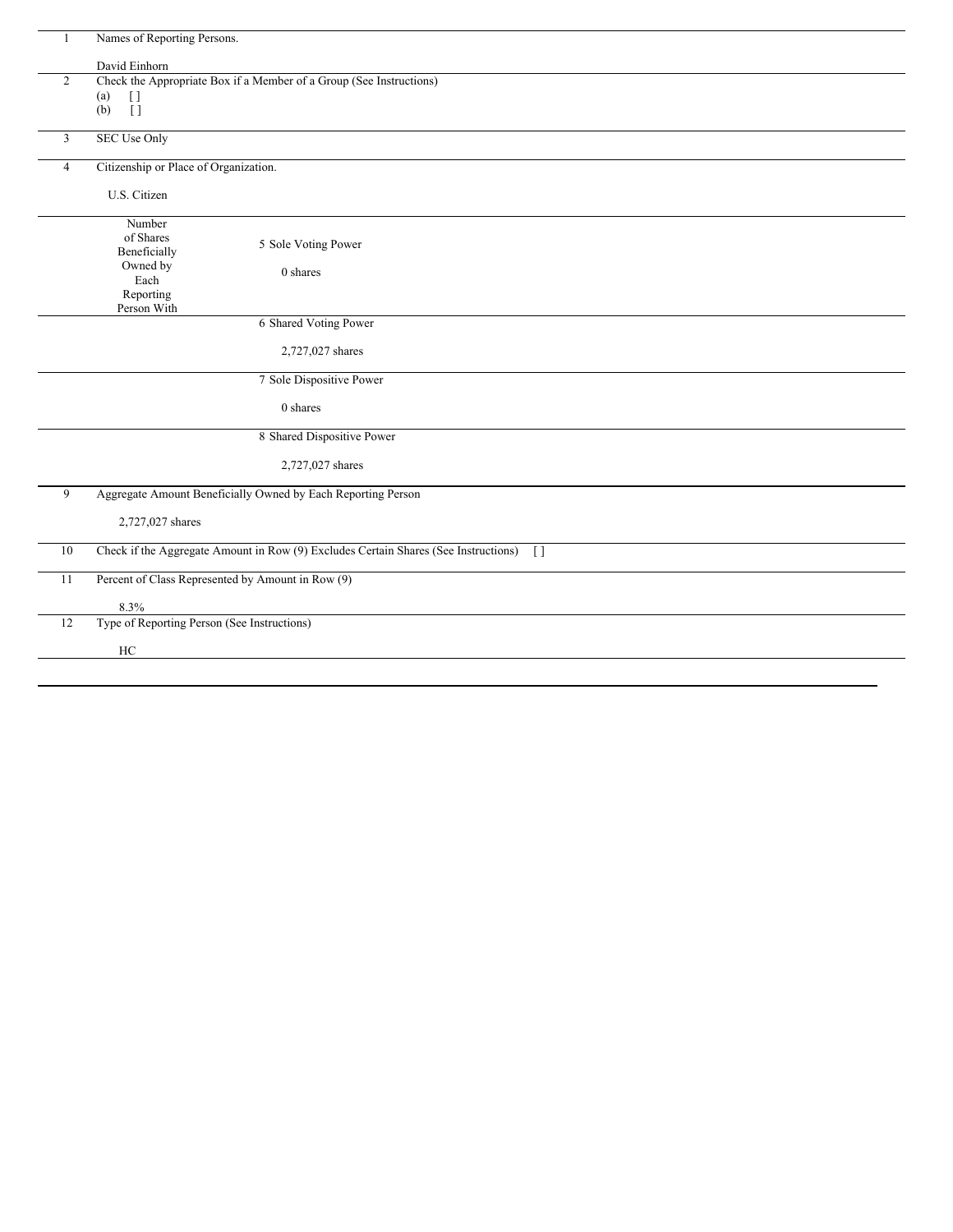| | | | |
|---|---|---|---|
| 1 | Names of Reporting Persons.<br><br>David Einhorn | | |
| 2 | Check the Appropriate Box if a Member of a Group (See Instructions)<br>(a) [ ]<br>(b) [ ] | | |
| 3 | SEC Use Only | | |
| 4 | Citizenship or Place of Organization.<br><br>U.S. Citizen | | |
| | Number of Shares Beneficially Owned by Each Reporting Person With | 5 | Sole Voting Power<br><br>0 shares |
| | | 6 | Shared Voting Power<br><br>2,727,027 shares |
| | | 7 | Sole Dispositive Power<br><br>0 shares |
| | | 8 | Shared Dispositive Power<br><br>2,727,027 shares |
| 9 | Aggregate Amount Beneficially Owned by Each Reporting Person<br><br>2,727,027 shares | | |
| 10 | Check if the Aggregate Amount in Row (9) Excludes Certain Shares (See Instructions) [ ] | | |
| 11 | Percent of Class Represented by Amount in Row (9)<br><br>8.3% | | |
| 12 | Type of Reporting Person (See Instructions)<br><br>HC | | |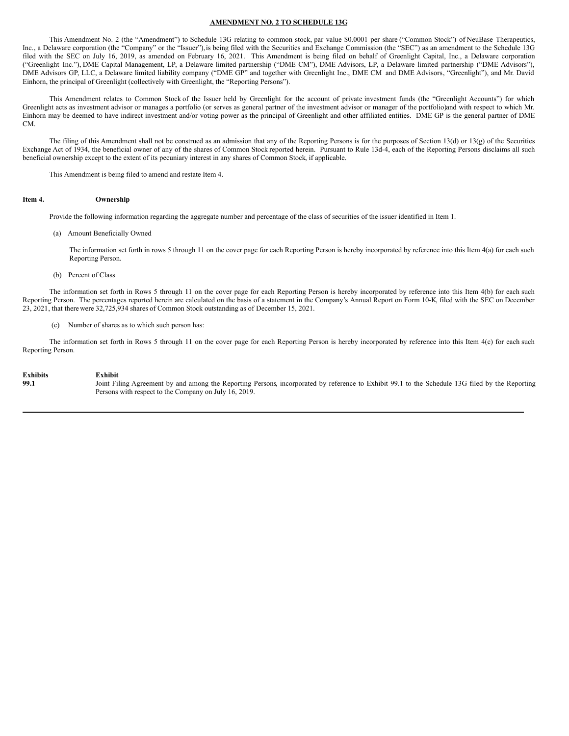**AMENDMENT NO. 2 TO SCHEDULE 13G**

This Amendment No. 2 (the "Amendment") to Schedule 13G relating to common stock, par value $0.0001 per share ("Common Stock") of NeuBase Therapeutics, Inc., a Delaware corporation (the "Company" or the "Issuer"), is being filed with the Securities and Exchange Commission (the "SEC") as an amendment to the Schedule 13G filed with the SEC on July 16, 2019, as amended on February 16, 2021. This Amendment is being filed on behalf of Greenlight Capital, Inc., a Delaware corporation ("Greenlight Inc."), DME Capital Management, LP, a Delaware limited partnership ("DME CM"), DME Advisors, LP, a Delaware limited partnership ("DME Advisors"), DME Advisors GP, LLC, a Delaware limited liability company ("DME GP" and together with Greenlight Inc., DME CM and DME Advisors, "Greenlight"), and Mr. David Einhorn, the principal of Greenlight (collectively with Greenlight, the "Reporting Persons").

This Amendment relates to Common Stock of the Issuer held by Greenlight for the account of private investment funds (the "Greenlight Accounts") for which Greenlight acts as investment advisor or manages a portfolio (or serves as general partner of the investment advisor or manager of the portfolio) and with respect to which Mr. Einhorn may be deemed to have indirect investment and/or voting power as the principal of Greenlight and other affiliated entities. DME GP is the general partner of DME CM.

The filing of this Amendment shall not be construed as an admission that any of the Reporting Persons is for the purposes of Section 13(d) or 13(g) of the Securities Exchange Act of 1934, the beneficial owner of any of the shares of Common Stock reported herein. Pursuant to Rule 13d-4, each of the Reporting Persons disclaims all such beneficial ownership except to the extent of its pecuniary interest in any shares of Common Stock, if applicable.

This Amendment is being filed to amend and restate Item 4.

**Item 4. Ownership**

Provide the following information regarding the aggregate number and percentage of the class of securities of the issuer identified in Item 1.

(a) Amount Beneficially Owned

The information set forth in rows 5 through 11 on the cover page for each Reporting Person is hereby incorporated by reference into this Item 4(a) for each such Reporting Person.

(b) Percent of Class

The information set forth in Rows 5 through 11 on the cover page for each Reporting Person is hereby incorporated by reference into this Item 4(b) for each such Reporting Person. The percentages reported herein are calculated on the basis of a statement in the Company's Annual Report on Form 10-K, filed with the SEC on December 23, 2021, that there were 32,725,934 shares of Common Stock outstanding as of December 15, 2021.

(c) Number of shares as to which such person has:

The information set forth in Rows 5 through 11 on the cover page for each Reporting Person is hereby incorporated by reference into this Item 4(c) for each such Reporting Person.

| **Exhibits** | **Exhibit** |
|---|---|
| **99.1** | Joint Filing Agreement by and among the Reporting Persons, incorporated by reference to Exhibit 99.1 to the Schedule 13G filed by the Reporting Persons with respect to the Company on July 16, 2019. |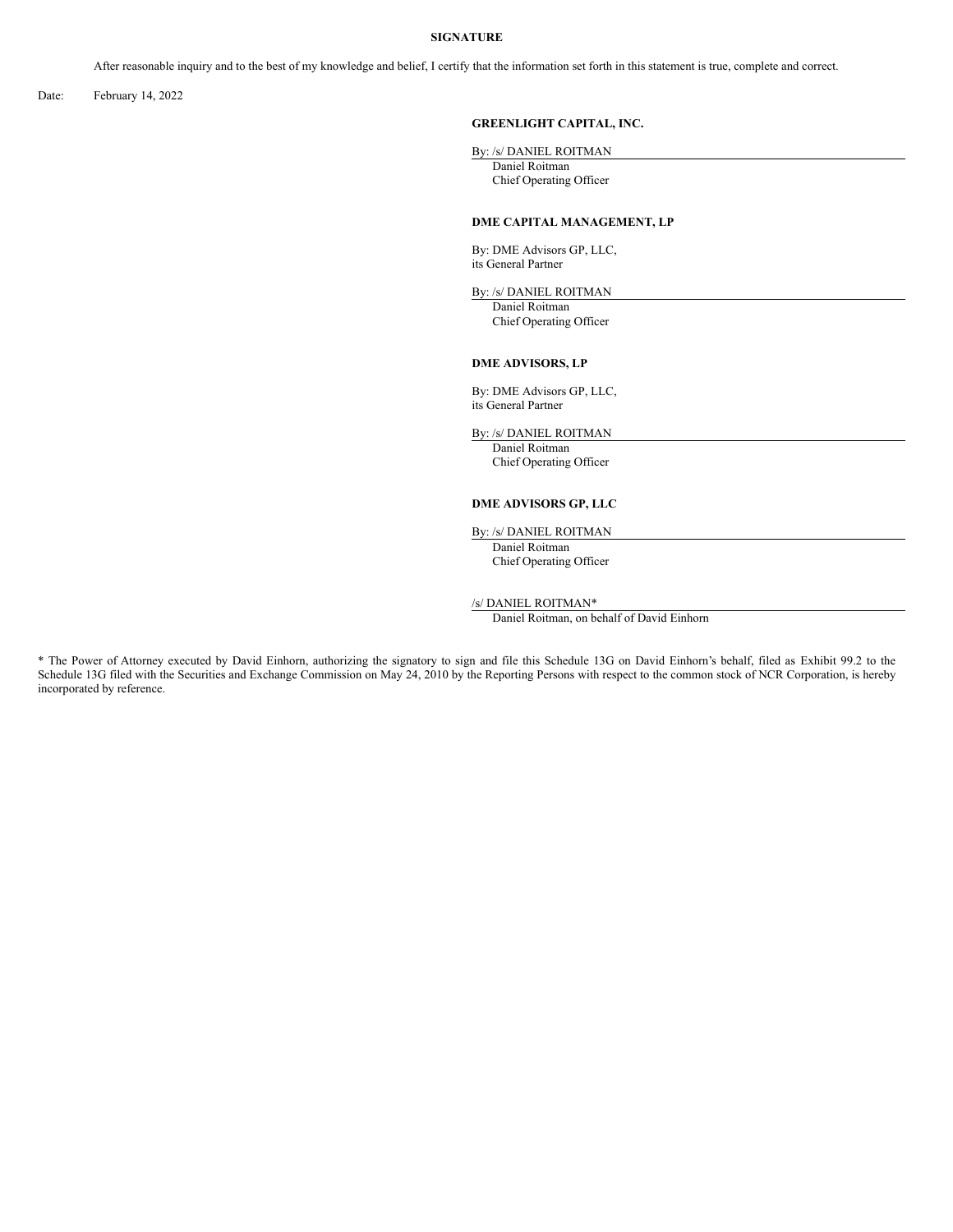**SIGNATURE**

After reasonable inquiry and to the best of my knowledge and belief, I certify that the information set forth in this statement is true, complete and correct.

Date: February 14, 2022

**GREENLIGHT CAPITAL, INC.**

By: /s/ DANIEL ROITMAN
Daniel Roitman
Chief Operating Officer

**DME CAPITAL MANAGEMENT, LP**

By: DME Advisors GP, LLC,
its General Partner

By: /s/ DANIEL ROITMAN
Daniel Roitman
Chief Operating Officer

**DME ADVISORS, LP**

By: DME Advisors GP, LLC,
its General Partner

By: /s/ DANIEL ROITMAN
Daniel Roitman
Chief Operating Officer

**DME ADVISORS GP, LLC**

By: /s/ DANIEL ROITMAN
Daniel Roitman
Chief Operating Officer

/s/ DANIEL ROITMAN*
Daniel Roitman, on behalf of David Einhorn

* The Power of Attorney executed by David Einhorn, authorizing the signatory to sign and file this Schedule 13G on David Einhorn's behalf, filed as Exhibit 99.2 to the Schedule 13G filed with the Securities and Exchange Commission on May 24, 2010 by the Reporting Persons with respect to the common stock of NCR Corporation, is hereby incorporated by reference.